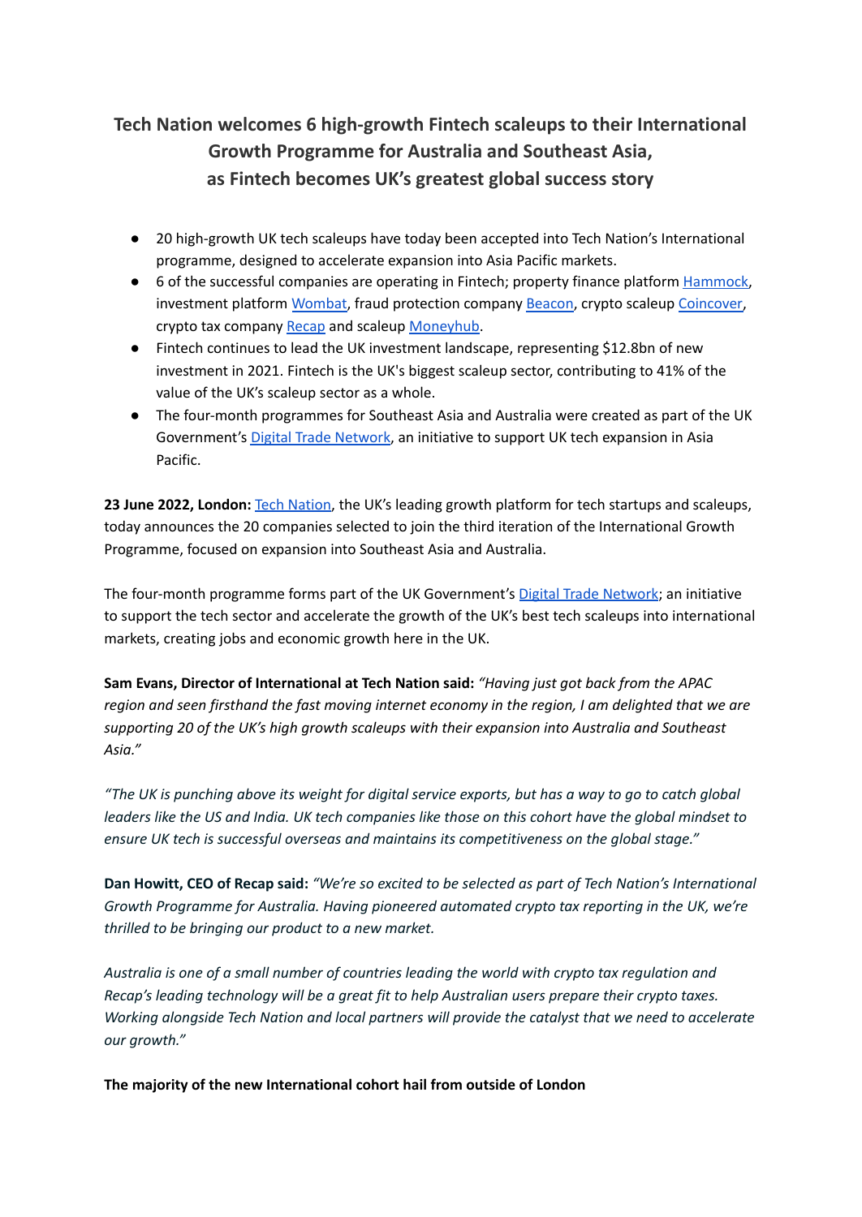# Tech Nation welcomes 6 high-growth Fintech scaleups to their International Growth Programme for Australia and Southeast Asia, as Fintech becomes UK's greatest global success story

- 20 high-growth UK tech scaleups have today been accepted into Tech Nation's International programme, designed to accelerate expansion into Asia Pacific markets.
- 6 of the successful companies are operating in Fintech; property finance platform [Hammock](), investment platform [Wombat](), fraud protection company [Beacon](), crypto scaleup [Coincover](), crypto tax company [Recap]() and scaleup [Moneyhub]().
- Fintech continues to lead the UK investment landscape, representing $12.8bn of new investment in 2021. Fintech is the UK's biggest scaleup sector, contributing to 41% of the value of the UK's scaleup sector as a whole.
- The four-month programmes for Southeast Asia and Australia were created as part of the UK Government's [Digital Trade Network](), an initiative to support UK tech expansion in Asia Pacific.

**23 June 2022, London:** [Tech Nation](), the UK's leading growth platform for tech startups and scaleups, today announces the 20 companies selected to join the third iteration of the International Growth Programme, focused on expansion into Southeast Asia and Australia.

The four-month programme forms part of the UK Government's [Digital Trade Network](); an initiative to support the tech sector and accelerate the growth of the UK's best tech scaleups into international markets, creating jobs and economic growth here in the UK.

**Sam Evans, Director of International at Tech Nation said:** *"Having just got back from the APAC region and seen firsthand the fast moving internet economy in the region, I am delighted that we are supporting 20 of the UK's high growth scaleups with their expansion into Australia and Southeast Asia."*

*"The UK is punching above its weight for digital service exports, but has a way to go to catch global leaders like the US and India. UK tech companies like those on this cohort have the global mindset to ensure UK tech is successful overseas and maintains its competitiveness on the global stage."*

**Dan Howitt, CEO of Recap said:** *"We're so excited to be selected as part of Tech Nation's International Growth Programme for Australia. Having pioneered automated crypto tax reporting in the UK, we're thrilled to be bringing our product to a new market.*

*Australia is one of a small number of countries leading the world with crypto tax regulation and Recap's leading technology will be a great fit to help Australian users prepare their crypto taxes. Working alongside Tech Nation and local partners will provide the catalyst that we need to accelerate our growth."*

**The majority of the new International cohort hail from outside of London**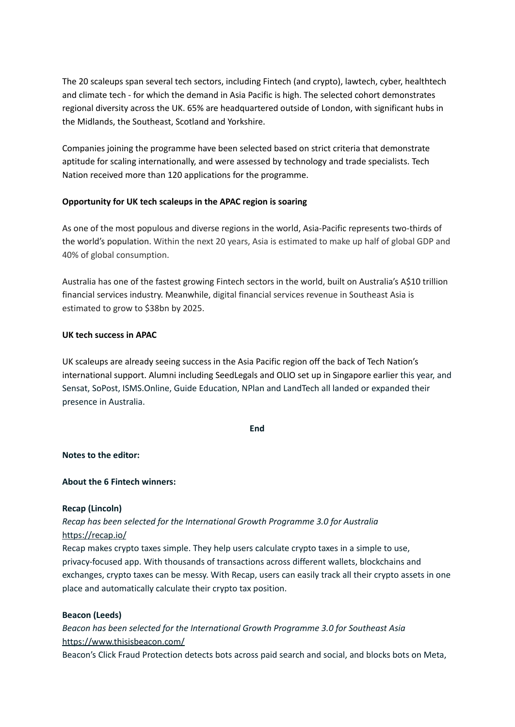The 20 scaleups span several tech sectors, including Fintech (and crypto), lawtech, cyber, healthtech and climate tech - for which the demand in Asia Pacific is high. The selected cohort demonstrates regional diversity across the UK. 65% are headquartered outside of London, with significant hubs in the Midlands, the Southeast, Scotland and Yorkshire.

Companies joining the programme have been selected based on strict criteria that demonstrate aptitude for scaling internationally, and were assessed by technology and trade specialists. Tech Nation received more than 120 applications for the programme.

**Opportunity for UK tech scaleups in the APAC region is soaring**

As one of the most populous and diverse regions in the world, Asia-Pacific represents two-thirds of the world's population. Within the next 20 years, Asia is estimated to make up half of global GDP and 40% of global consumption.

Australia has one of the fastest growing Fintech sectors in the world, built on Australia's A$10 trillion financial services industry. Meanwhile, digital financial services revenue in Southeast Asia is estimated to grow to $38bn by 2025.

**UK tech success in APAC**

UK scaleups are already seeing success in the Asia Pacific region off the back of Tech Nation's international support. Alumni including SeedLegals and OLIO set up in Singapore earlier this year, and Sensat, SoPost, ISMS.Online, Guide Education, NPlan and LandTech all landed or expanded their presence in Australia.

**End**

**Notes to the editor:**

**About the 6 Fintech winners:**

**Recap (Lincoln)**

*Recap has been selected for the International Growth Programme 3.0 for Australia*

https://recap.io/

Recap makes crypto taxes simple. They help users calculate crypto taxes in a simple to use, privacy-focused app. With thousands of transactions across different wallets, blockchains and exchanges, crypto taxes can be messy. With Recap, users can easily track all their crypto assets in one place and automatically calculate their crypto tax position.

**Beacon (Leeds)**

*Beacon has been selected for the International Growth Programme 3.0 for Southeast Asia*

https://www.thisisbeacon.com/

Beacon's Click Fraud Protection detects bots across paid search and social, and blocks bots on Meta,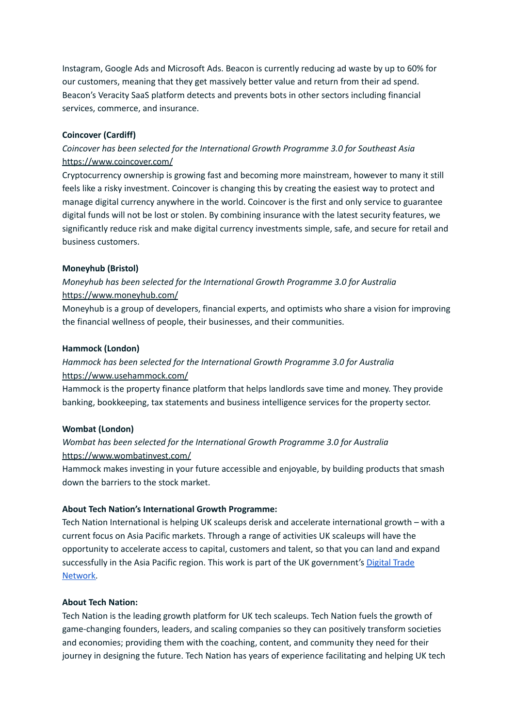Instagram, Google Ads and Microsoft Ads. Beacon is currently reducing ad waste by up to 60% for our customers, meaning that they get massively better value and return from their ad spend. Beacon's Veracity SaaS platform detects and prevents bots in other sectors including financial services, commerce, and insurance.

**Coincover (Cardiff)**

*Coincover has been selected for the International Growth Programme 3.0 for Southeast Asia*
[https://www.coincover.com/](https://www.coincover.com/)
Cryptocurrency ownership is growing fast and becoming more mainstream, however to many it still feels like a risky investment. Coincover is changing this by creating the easiest way to protect and manage digital currency anywhere in the world. Coincover is the first and only service to guarantee digital funds will not be lost or stolen. By combining insurance with the latest security features, we significantly reduce risk and make digital currency investments simple, safe, and secure for retail and business customers.

**Moneyhub (Bristol)**

*Moneyhub has been selected for the International Growth Programme 3.0 for Australia*
[https://www.moneyhub.com/](https://www.moneyhub.com/)
Moneyhub is a group of developers, financial experts, and optimists who share a vision for improving the financial wellness of people, their businesses, and their communities.

**Hammock (London)**

*Hammock has been selected for the International Growth Programme 3.0 for Australia*
[https://www.usehammock.com/](https://www.usehammock.com/)
Hammock is the property finance platform that helps landlords save time and money. They provide banking, bookkeeping, tax statements and business intelligence services for the property sector.

**Wombat (London)**

*Wombat has been selected for the International Growth Programme 3.0 for Australia*
[https://www.wombatinvest.com/](https://www.wombatinvest.com/)
Hammock makes investing in your future accessible and enjoyable, by building products that smash down the barriers to the stock market.

**About Tech Nation's International Growth Programme:**

Tech Nation International is helping UK scaleups derisk and accelerate international growth – with a current focus on Asia Pacific markets. Through a range of activities UK scaleups will have the opportunity to accelerate access to capital, customers and talent, so that you can land and expand successfully in the Asia Pacific region. This work is part of the UK government's Digital Trade Network.

**About Tech Nation:**

Tech Nation is the leading growth platform for UK tech scaleups. Tech Nation fuels the growth of game-changing founders, leaders, and scaling companies so they can positively transform societies and economies; providing them with the coaching, content, and community they need for their journey in designing the future. Tech Nation has years of experience facilitating and helping UK tech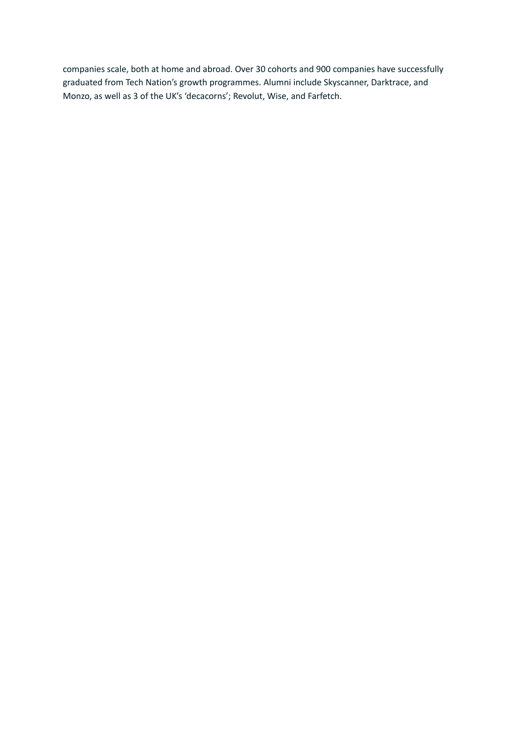companies scale, both at home and abroad. Over 30 cohorts and 900 companies have successfully graduated from Tech Nation's growth programmes. Alumni include Skyscanner, Darktrace, and Monzo, as well as 3 of the UK's 'decacorns'; Revolut, Wise, and Farfetch.